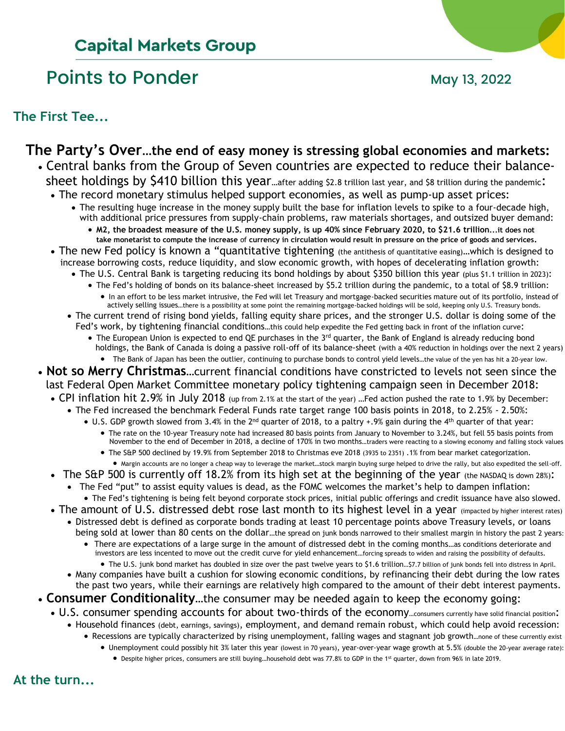## Capital Markets Group

# Points to Ponder

May 13, 2022

### The First Tee...

**The Party's Over…the end of easy money is stressing global economies and markets:**

- Central banks from the Group of Seven countries are expected to reduce their balance-sheet holdings by $410 billion this year…after adding $2.8 trillion last year, and $8 trillion during the pandemic:
  - The record monetary stimulus helped support economies, as well as pump-up asset prices:
    - The resulting huge increase in the money supply built the base for inflation levels to spike to a four-decade high, with additional price pressures from supply-chain problems, raw materials shortages, and outsized buyer demand:
      - **M2, the broadest measure of the U.S. money supply, is up 40% since February 2020, to $21.6 trillion...it does not take monetarist to compute the increase of currency in circulation would result in pressure on the price of goods and services.**
  - The new Fed policy is known a "quantitative tightening (the antithesis of quantitative easing)…which is designed to increase borrowing costs, reduce liquidity, and slow economic growth, with hopes of decelerating inflation growth:
    - The U.S. Central Bank is targeting reducing its bond holdings by about $350 billion this year (plus $1.1 trillion in 2023):
      - The Fed's holding of bonds on its balance-sheet increased by $5.2 trillion during the pandemic, to a total of $8.9 trillion:
        - In an effort to be less market intrusive, the Fed will let Treasury and mortgage-backed securities mature out of its portfolio, instead of actively selling issues…there is a possibility at some point the remaining mortgage-backed holdings will be sold, keeping only U.S. Treasury bonds.
    - The current trend of rising bond yields, falling equity share prices, and the stronger U.S. dollar is doing some of the Fed's work, by tightening financial conditions…this could help expedite the Fed getting back in front of the inflation curve:
      - The European Union is expected to end QE purchases in the 3rd quarter, the Bank of England is already reducing bond holdings, the Bank of Canada is doing a passive roll-off of its balance-sheet (with a 40% reduction in holdings over the next 2 years)
        - The Bank of Japan has been the outlier, continuing to purchase bonds to control yield levels…the value of the yen has hit a 20-year low.
- **Not so Merry Christmas**…current financial conditions have constricted to levels not seen since the last Federal Open Market Committee monetary policy tightening campaign seen in December 2018:
  - CPI inflation hit 2.9% in July 2018 (up from 2.1% at the start of the year) …Fed action pushed the rate to 1.9% by December:
    - The Fed increased the benchmark Federal Funds rate target range 100 basis points in 2018, to 2.25% - 2.50%:
      - U.S. GDP growth slowed from 3.4% in the 2nd quarter of 2018, to a paltry +.9% gain during the 4th quarter of that year:
        - The rate on the 10-year Treasury note had increased 80 basis points from January to November to 3.24%, but fell 55 basis points from November to the end of December in 2018, a decline of 170% in two months…traders were reacting to a slowing economy and falling stock values
        - The S&P 500 declined by 19.9% from September 2018 to Christmas eve 2018 (3935 to 2351) .1% from bear market categorization.
          - Margin accounts are no longer a cheap way to leverage the market…stock margin buying surge helped to drive the rally, but also expedited the sell-off.
  - The S&P 500 is currently off 18.2% from its high set at the beginning of the year (the NASDAQ is down 28%):
    - The Fed "put" to assist equity values is dead, as the FOMC welcomes the market's help to dampen inflation:
      - The Fed's tightening is being felt beyond corporate stock prices, initial public offerings and credit issuance have also slowed.
  - The amount of U.S. distressed debt rose last month to its highest level in a year (impacted by higher interest rates)
    - Distressed debt is defined as corporate bonds trading at least 10 percentage points above Treasury levels, or loans being sold at lower than 80 cents on the dollar…the spread on junk bonds narrowed to their smallest margin in history the past 2 years:
      - There are expectations of a large surge in the amount of distressed debt in the coming months…as conditions deteriorate and investors are less incented to move out the credit curve for yield enhancement…forcing spreads to widen and raising the possibility of defaults.
        - The U.S. junk bond market has doubled in size over the past twelve years to $1.6 trillion…$7.7 billion of junk bonds fell into distress in April.
    - Many companies have built a cushion for slowing economic conditions, by refinancing their debt during the low rates the past two years, while their earnings are relatively high compared to the amount of their debt interest payments.
- **Consumer Conditionality**…the consumer may be needed again to keep the economy going:
  - U.S. consumer spending accounts for about two-thirds of the economy…consumers currently have solid financial position:
    - Household finances (debt, earnings, savings), employment, and demand remain robust, which could help avoid recession:
      - Recessions are typically characterized by rising unemployment, falling wages and stagnant job growth…none of these currently exist
        - Unemployment could possibly hit 3% later this year (lowest in 70 years), year-over-year wage growth at 5.5% (double the 20-year average rate):
          - Despite higher prices, consumers are still buying…household debt was 77.8% to GDP in the 1st quarter, down from 96% in late 2019.

### At the turn...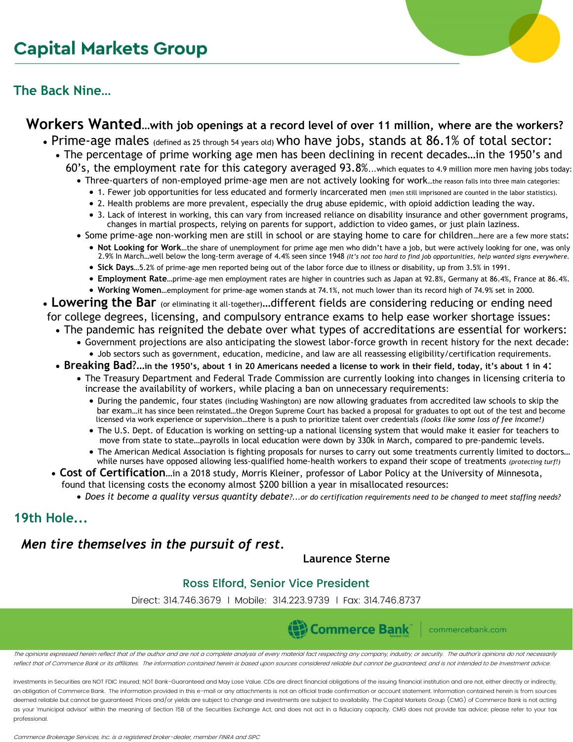## Capital Markets Group

### The Back Nine…

**Workers Wanted…with job openings at a record level of over 11 million, where are the workers?**

- Prime-age males (defined as 25 through 54 years old) who have jobs, stands at 86.1% of total sector:
  - The percentage of prime working age men has been declining in recent decades…in the 1950's and 60's, the employment rate for this category averaged 93.8%…which equates to 4.9 million more men having jobs today:
    - Three-quarters of non-employed prime-age men are not actively looking for work…the reason falls into three main categories:
      - 1. Fewer job opportunities for less educated and formerly incarcerated men (men still imprisoned are counted in the labor statistics).
      - 2. Health problems are more prevalent, especially the drug abuse epidemic, with opioid addiction leading the way.
      - 3. Lack of interest in working, this can vary from increased reliance on disability insurance and other government programs, changes in martial prospects, relying on parents for support, addiction to video games, or just plain laziness.
    - Some prime-age non-working men are still in school or are staying home to care for children…here are a few more stats:
      - **Not Looking for Work**…the share of unemployment for prime age men who didn't have a job, but were actively looking for one, was only 2.9% In March…well below the long-term average of 4.4% seen since 1948 *(It's not too hard to find job opportunities, help wanted signs everywhere.*
      - **Sick Days**…5.2% of prime-age men reported being out of the labor force due to illness or disability, up from 3.5% in 1991.
      - **Employment Rate**…prime-age men employment rates are higher in countries such as Japan at 92.8%, Germany at 86.4%, France at 86.4%.
      - **Working Women**…employment for prime-age women stands at 74.1%, not much lower than its record high of 74.9% set in 2000.
- **Lowering the Bar** (or eliminating it all-together)…different fields are considering reducing or ending need for college degrees, licensing, and compulsory entrance exams to help ease worker shortage issues:
  - The pandemic has reignited the debate over what types of accreditations are essential for workers:
    - Government projections are also anticipating the slowest labor-force growth in recent history for the next decade:
      - Job sectors such as government, education, medicine, and law are all reassessing eligibility/certification requirements.
  - **Breaking Bad?…in the 1950's, about 1 in 20 Americans needed a license to work in their field, today, it's about 1 in 4:**
    - The Treasury Department and Federal Trade Commission are currently looking into changes in licensing criteria to increase the availability of workers, while placing a ban on unnecessary requirements:
      - During the pandemic, four states (including Washington) are now allowing graduates from accredited law schools to skip the bar exam…it has since been reinstated…the Oregon Supreme Court has backed a proposal for graduates to opt out of the test and become licensed via work experience or supervision…there is a push to prioritize talent over credentials *(looks like some loss of fee income!)*
      - The U.S. Dept. of Education is working on setting-up a national licensing system that would make it easier for teachers to move from state to state…payrolls in local education were down by 330k in March, compared to pre-pandemic levels.
      - The American Medical Association is fighting proposals for nurses to carry out some treatments currently limited to doctors…while nurses have opposed allowing less-qualified home-health workers to expand their scope of treatments *(protecting turf!)*
  - **Cost of Certification**…in a 2018 study, Morris Kleiner, professor of Labor Policy at the University of Minnesota, found that licensing costs the economy almost $200 billion a year in misallocated resources:
    - *Does it become a quality versus quantity debate?…or do certification requirements need to be changed to meet staffing needs?*

### 19th Hole...

***Men tire themselves in the pursuit of rest.***

**Laurence Sterne**

Ross Elford, Senior Vice President

Direct: 314.746.3679 | Mobile: 314.223.9739 | Fax: 314.746.8737

Commerce Bank | commercebank.com

*The opinions expressed herein reflect that of the author and are not a complete analysis of every material fact respecting any company, industry, or security. The author's opinions do not necessarily reflect that of Commerce Bank or its affiliates. The information contained herein is based upon sources considered reliable but cannot be guaranteed, and is not intended to be investment advice.*

Investments in Securities are NOT FDIC Insured; NOT Bank-Guaranteed and May Lose Value. CDs are direct financial obligations of the issuing financial institution and are not, either directly or indirectly, an obligation of Commerce Bank. The information provided in this e-mail or any attachments is not an official trade confirmation or account statement. Information contained herein is from sources deemed reliable but cannot be guaranteed. Prices and/or yields are subject to change and investments are subject to availability. The Capital Markets Group (CMG) of Commerce Bank is not acting as your 'municipal advisor' within the meaning of Section 15B of the Securities Exchange Act, and does not act in a fiduciary capacity. CMG does not provide tax advice; please refer to your tax professional.

*Commerce Brokerage Services, Inc. is a registered broker-dealer, member FINRA and SIPC*